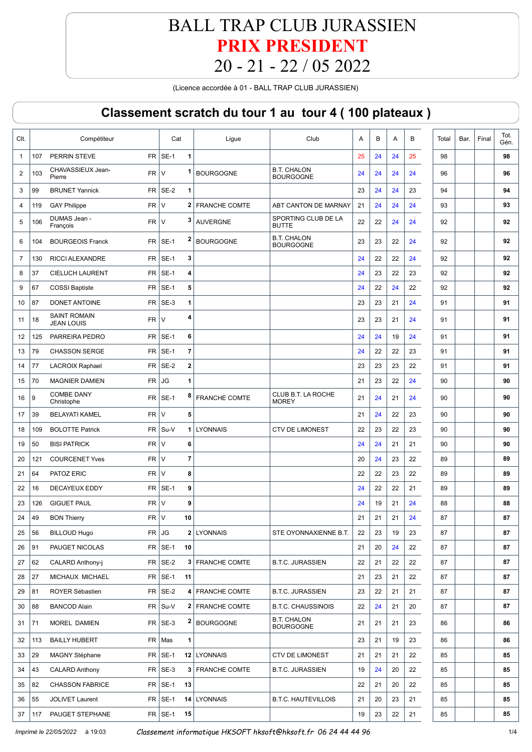# BALL TRAP CLUB JURASSIEN

# PRIX PRESIDENT

# 20 - 21 - 22 / 05 2022

(Licence accordée à 01 - BALL TRAP CLUB JURASSIEN)

## Classement scratch du tour 1 au tour 4 ( 100 plateaux )

| Clt. | | Compétiteur | | Cat | | Ligue | Club | A | B | A | B | Total | Bar. | Final | Tot. Gén. |
|---|---|---|---|---|---|---|---|---|---|---|---|---|---|---|---|
| 1 | 107 | PERRIN STEVE | FR | SE-1 | 1 | | | 25 | 24 | 24 | 25 | 98 | | | **98** |
| 2 | 103 | CHAVASSIEUX Jean-Pierre | FR | V | 1 | BOURGOGNE | B.T. CHALON BOURGOGNE | 24 | 24 | 24 | 24 | 96 | | | **96** |
| 3 | 99 | BRUNET Yannick | FR | SE-2 | 1 | | | 23 | 24 | 24 | 23 | 94 | | | **94** |
| 4 | 119 | GAY Philippe | FR | V | 2 | FRANCHE COMTE | ABT CANTON DE MARNAY | 21 | 24 | 24 | 24 | 93 | | | **93** |
| 5 | 106 | DUMAS Jean - François | FR | V | 3 | AUVERGNE | SPORTING CLUB DE LA BUTTE | 22 | 22 | 24 | 24 | 92 | | | **92** |
| 6 | 104 | BOURGEOIS Franck | FR | SE-1 | 2 | BOURGOGNE | B.T. CHALON BOURGOGNE | 23 | 23 | 22 | 24 | 92 | | | **92** |
| 7 | 130 | RICCI ALEXANDRE | FR | SE-1 | 3 | | | 24 | 22 | 22 | 24 | 92 | | | **92** |
| 8 | 37 | CIELUCH LAURENT | FR | SE-1 | 4 | | | 24 | 23 | 22 | 23 | 92 | | | **92** |
| 9 | 67 | COSSI Baptiste | FR | SE-1 | 5 | | | 24 | 22 | 24 | 22 | 92 | | | **92** |
| 10 | 87 | DONET ANTOINE | FR | SE-3 | 1 | | | 23 | 23 | 21 | 24 | 91 | | | **91** |
| 11 | 18 | SAINT ROMAIN JEAN LOUIS | FR | V | 4 | | | 23 | 23 | 21 | 24 | 91 | | | **91** |
| 12 | 125 | PARREIRA PEDRO | FR | SE-1 | 6 | | | 24 | 24 | 19 | 24 | 91 | | | **91** |
| 13 | 79 | CHASSON SERGE | FR | SE-1 | 7 | | | 24 | 22 | 22 | 23 | 91 | | | **91** |
| 14 | 77 | LACROIX Raphael | FR | SE-2 | 2 | | | 23 | 23 | 23 | 22 | 91 | | | **91** |
| 15 | 70 | MAGNIER DAMIEN | FR | JG | 1 | | | 21 | 23 | 22 | 24 | 90 | | | **90** |
| 16 | 9 | COMBE DANY Christophe | FR | SE-1 | 8 | FRANCHE COMTE | CLUB B.T. LA ROCHE MOREY | 21 | 24 | 21 | 24 | 90 | | | **90** |
| 17 | 39 | BELAYATI KAMEL | FR | V | 5 | | | 21 | 24 | 22 | 23 | 90 | | | **90** |
| 18 | 109 | BOLOTTE Patrick | FR | Su-V | 1 | LYONNAIS | CTV DE LIMONEST | 22 | 23 | 22 | 23 | 90 | | | **90** |
| 19 | 50 | BISI PATRICK | FR | V | 6 | | | 24 | 24 | 21 | 21 | 90 | | | **90** |
| 20 | 121 | COURCENET Yves | FR | V | 7 | | | 20 | 24 | 23 | 22 | 89 | | | **89** |
| 21 | 64 | PATOZ ERIC | FR | V | 8 | | | 22 | 22 | 23 | 22 | 89 | | | **89** |
| 22 | 16 | DECAYEUX EDDY | FR | SE-1 | 9 | | | 24 | 22 | 22 | 21 | 89 | | | **89** |
| 23 | 126 | GIGUET PAUL | FR | V | 9 | | | 24 | 19 | 21 | 24 | 88 | | | **88** |
| 24 | 49 | BON Thierry | FR | V | 10 | | | 21 | 21 | 21 | 24 | 87 | | | **87** |
| 25 | 56 | BILLOUD Hugo | FR | JG | 2 | LYONNAIS | STE OYONNAXIENNE B.T. | 22 | 23 | 19 | 23 | 87 | | | **87** |
| 26 | 91 | PAUGET NICOLAS | FR | SE-1 | 10 | | | 21 | 20 | 24 | 22 | 87 | | | **87** |
| 27 | 62 | CALARD Anthony-j | FR | SE-2 | 3 | FRANCHE COMTE | B.T.C. JURASSIEN | 22 | 21 | 22 | 22 | 87 | | | **87** |
| 28 | 27 | MICHAUX MICHAEL | FR | SE-1 | 11 | | | 21 | 23 | 21 | 22 | 87 | | | **87** |
| 29 | 81 | ROYER Sébastien | FR | SE-2 | 4 | FRANCHE COMTE | B.T.C. JURASSIEN | 23 | 22 | 21 | 21 | 87 | | | **87** |
| 30 | 88 | BANCOD Alain | FR | Su-V | 2 | FRANCHE COMTE | B.T.C. CHAUSSINOIS | 22 | 24 | 21 | 20 | 87 | | | **87** |
| 31 | 71 | MOREL DAMIEN | FR | SE-3 | 2 | BOURGOGNE | B.T. CHALON BOURGOGNE | 21 | 21 | 21 | 23 | 86 | | | **86** |
| 32 | 113 | BAILLY HUBERT | FR | Mas | 1 | | | 23 | 21 | 19 | 23 | 86 | | | **86** |
| 33 | 29 | MAGNY Stéphane | FR | SE-1 | 12 | LYONNAIS | CTV DE LIMONEST | 21 | 21 | 21 | 22 | 85 | | | **85** |
| 34 | 43 | CALARD Anthony | FR | SE-3 | 3 | FRANCHE COMTE | B.T.C. JURASSIEN | 19 | 24 | 20 | 22 | 85 | | | **85** |
| 35 | 82 | CHASSON FABRICE | FR | SE-1 | 13 | | | 22 | 21 | 20 | 22 | 85 | | | **85** |
| 36 | 55 | JOLIVET Laurent | FR | SE-1 | 14 | LYONNAIS | B.T.C. HAUTEVILLOIS | 21 | 20 | 23 | 21 | 85 | | | **85** |
| 37 | 117 | PAUGET STEPHANE | FR | SE-1 | 15 | | | 19 | 23 | 22 | 21 | 85 | | | **85** |

*Imprimé le 22/05/2022 à 19:03* *Classement informatique HKSOFT hksoft@hksoft.fr 06 24 44 44 96*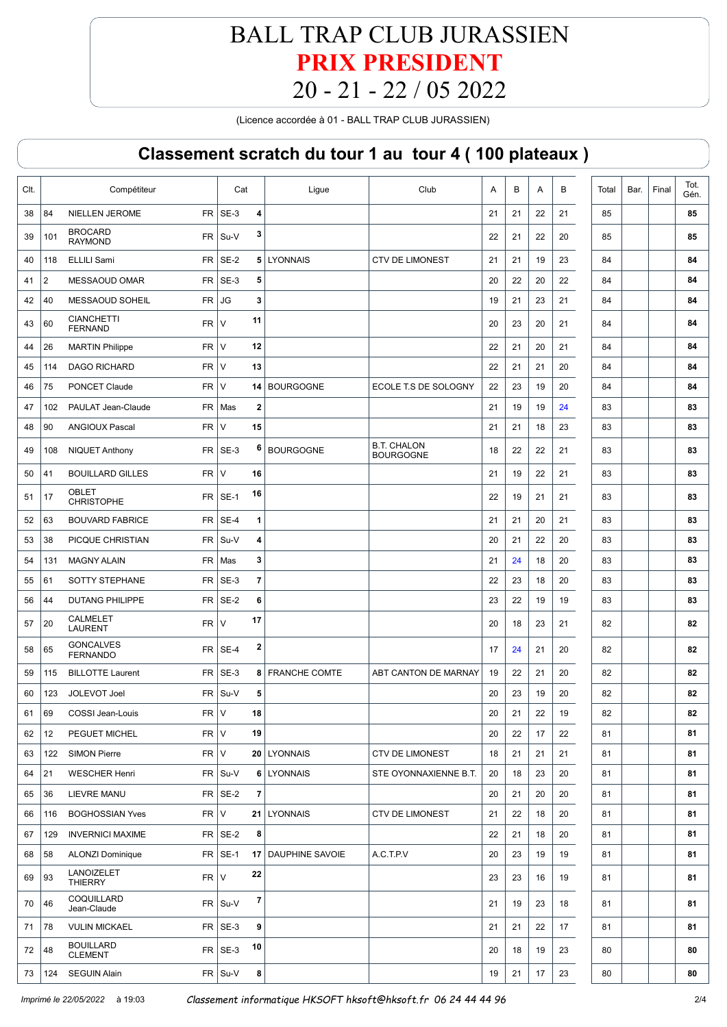# BALL TRAP CLUB JURASSIEN

# PRIX PRESIDENT

# 20 - 21 - 22 / 05 2022

(Licence accordée à 01 - BALL TRAP CLUB JURASSIEN)

## Classement scratch du tour 1 au tour 4 ( 100 plateaux )

| Clt. | | Compétiteur | | Cat | | Ligue | Club | A | B | A | B | Total | Bar. | Final | Tot. Gén. |
|---|---|---|---|---|---|---|---|---|---|---|---|---|---|---|---|
| 38 | 84 | NIELLEN JEROME | FR | SE-3 | 4 | | | 21 | 21 | 22 | 21 | 85 | | | 85 |
| 39 | 101 | BROCARD RAYMOND | FR | Su-V | 3 | | | 22 | 21 | 22 | 20 | 85 | | | 85 |
| 40 | 118 | ELLILI Sami | FR | SE-2 | 5 | LYONNAIS | CTV DE LIMONEST | 21 | 21 | 19 | 23 | 84 | | | 84 |
| 41 | 2 | MESSAOUD OMAR | FR | SE-3 | 5 | | | 20 | 22 | 20 | 22 | 84 | | | 84 |
| 42 | 40 | MESSAOUD SOHEIL | FR | JG | 3 | | | 19 | 21 | 23 | 21 | 84 | | | 84 |
| 43 | 60 | CIANCHETTI FERNAND | FR | V | 11 | | | 20 | 23 | 20 | 21 | 84 | | | 84 |
| 44 | 26 | MARTIN Philippe | FR | V | 12 | | | 22 | 21 | 20 | 21 | 84 | | | 84 |
| 45 | 114 | DAGO RICHARD | FR | V | 13 | | | 22 | 21 | 21 | 20 | 84 | | | 84 |
| 46 | 75 | PONCET Claude | FR | V | 14 | BOURGOGNE | ECOLE T.S DE SOLOGNY | 22 | 23 | 19 | 20 | 84 | | | 84 |
| 47 | 102 | PAULAT Jean-Claude | FR | Mas | 2 | | | 21 | 19 | 19 | 24 | 83 | | | 83 |
| 48 | 90 | ANGIOUX Pascal | FR | V | 15 | | | 21 | 21 | 18 | 23 | 83 | | | 83 |
| 49 | 108 | NIQUET Anthony | FR | SE-3 | 6 | BOURGOGNE | B.T. CHALON BOURGOGNE | 18 | 22 | 22 | 21 | 83 | | | 83 |
| 50 | 41 | BOUILLARD GILLES | FR | V | 16 | | | 21 | 19 | 22 | 21 | 83 | | | 83 |
| 51 | 17 | OBLET CHRISTOPHE | FR | SE-1 | 16 | | | 22 | 19 | 21 | 21 | 83 | | | 83 |
| 52 | 63 | BOUVARD FABRICE | FR | SE-4 | 1 | | | 21 | 21 | 20 | 21 | 83 | | | 83 |
| 53 | 38 | PICQUE CHRISTIAN | FR | Su-V | 4 | | | 20 | 21 | 22 | 20 | 83 | | | 83 |
| 54 | 131 | MAGNY ALAIN | FR | Mas | 3 | | | 21 | 24 | 18 | 20 | 83 | | | 83 |
| 55 | 61 | SOTTY STEPHANE | FR | SE-3 | 7 | | | 22 | 23 | 18 | 20 | 83 | | | 83 |
| 56 | 44 | DUTANG PHILIPPE | FR | SE-2 | 6 | | | 23 | 22 | 19 | 19 | 83 | | | 83 |
| 57 | 20 | CALMELET LAURENT | FR | V | 17 | | | 20 | 18 | 23 | 21 | 82 | | | 82 |
| 58 | 65 | GONCALVES FERNANDO | FR | SE-4 | 2 | | | 17 | 24 | 21 | 20 | 82 | | | 82 |
| 59 | 115 | BILLOTTE Laurent | FR | SE-3 | 8 | FRANCHE COMTE | ABT CANTON DE MARNAY | 19 | 22 | 21 | 20 | 82 | | | 82 |
| 60 | 123 | JOLEVOT Joel | FR | Su-V | 5 | | | 20 | 23 | 19 | 20 | 82 | | | 82 |
| 61 | 69 | COSSI Jean-Louis | FR | V | 18 | | | 20 | 21 | 22 | 19 | 82 | | | 82 |
| 62 | 12 | PEGUET MICHEL | FR | V | 19 | | | 20 | 22 | 17 | 22 | 81 | | | 81 |
| 63 | 122 | SIMON Pierre | FR | V | 20 | LYONNAIS | CTV DE LIMONEST | 18 | 21 | 21 | 21 | 81 | | | 81 |
| 64 | 21 | WESCHER Henri | FR | Su-V | 6 | LYONNAIS | STE OYONNAXIENNE B.T. | 20 | 18 | 23 | 20 | 81 | | | 81 |
| 65 | 36 | LIEVRE MANU | FR | SE-2 | 7 | | | 20 | 21 | 20 | 20 | 81 | | | 81 |
| 66 | 116 | BOGHOSSIAN Yves | FR | V | 21 | LYONNAIS | CTV DE LIMONEST | 21 | 22 | 18 | 20 | 81 | | | 81 |
| 67 | 129 | INVERNICI MAXIME | FR | SE-2 | 8 | | | 22 | 21 | 18 | 20 | 81 | | | 81 |
| 68 | 58 | ALONZI Dominique | FR | SE-1 | 17 | DAUPHINE SAVOIE | A.C.T.P.V | 20 | 23 | 19 | 19 | 81 | | | 81 |
| 69 | 93 | LANOIZELET THIERRY | FR | V | 22 | | | 23 | 23 | 16 | 19 | 81 | | | 81 |
| 70 | 46 | COQUILLARD Jean-Claude | FR | Su-V | 7 | | | 21 | 19 | 23 | 18 | 81 | | | 81 |
| 71 | 78 | VULIN MICKAEL | FR | SE-3 | 9 | | | 21 | 21 | 22 | 17 | 81 | | | 81 |
| 72 | 48 | BOUILLARD CLEMENT | FR | SE-3 | 10 | | | 20 | 18 | 19 | 23 | 80 | | | 80 |
| 73 | 124 | SEGUIN Alain | FR | Su-V | 8 | | | 19 | 21 | 17 | 23 | 80 | | | 80 |

*Imprimé le 22/05/2022 à 19:03* *Classement informatique HKSOFT hksoft@hksoft.fr 06 24 44 44 96*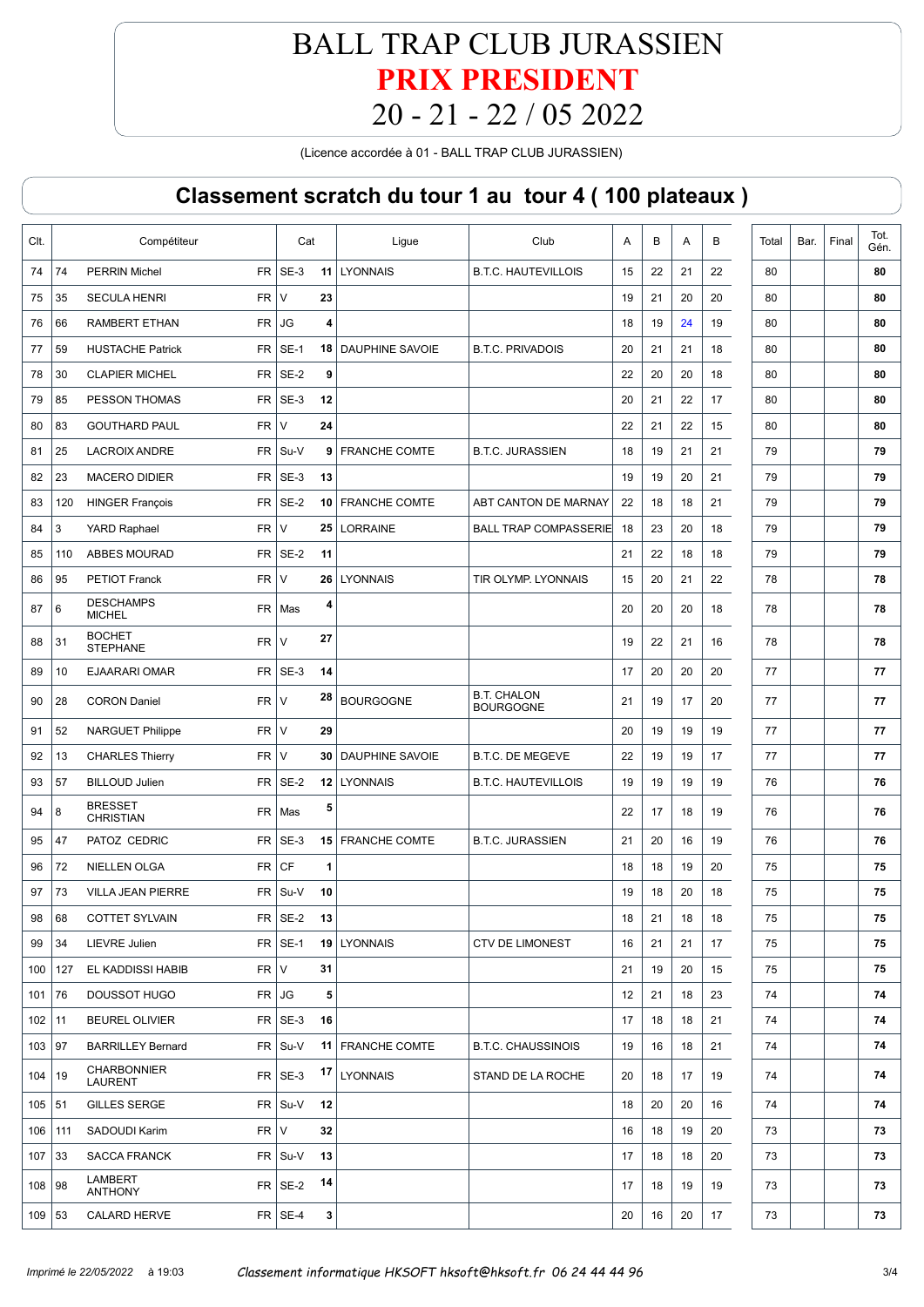# BALL TRAP CLUB JURASSIEN

# PRIX PRESIDENT

# 20 - 21 - 22 / 05 2022

(Licence accordée à 01 - BALL TRAP CLUB JURASSIEN)

## Classement scratch du tour 1 au tour 4 ( 100 plateaux )

| Clt. | | Compétiteur | | Cat | | Ligue | Club | A | B | A | B | Total | Bar. | Final | Tot. Gén. |
|---|---|---|---|---|---|---|---|---|---|---|---|---|---|---|---|
| 74 | 74 | PERRIN Michel | FR | SE-3 | 11 | LYONNAIS | B.T.C. HAUTEVILLOIS | 15 | 22 | 21 | 22 | 80 | | | **80** |
| 75 | 35 | SECULA HENRI | FR | V | 23 | | | 19 | 21 | 20 | 20 | 80 | | | **80** |
| 76 | 66 | RAMBERT ETHAN | FR | JG | 4 | | | 18 | 19 | 24 | 19 | 80 | | | **80** |
| 77 | 59 | HUSTACHE Patrick | FR | SE-1 | 18 | DAUPHINE SAVOIE | B.T.C. PRIVADOIS | 20 | 21 | 21 | 18 | 80 | | | **80** |
| 78 | 30 | CLAPIER MICHEL | FR | SE-2 | 9 | | | 22 | 20 | 20 | 18 | 80 | | | **80** |
| 79 | 85 | PESSON THOMAS | FR | SE-3 | 12 | | | 20 | 21 | 22 | 17 | 80 | | | **80** |
| 80 | 83 | GOUTHARD PAUL | FR | V | 24 | | | 22 | 21 | 22 | 15 | 80 | | | **80** |
| 81 | 25 | LACROIX ANDRE | FR | Su-V | 9 | FRANCHE COMTE | B.T.C. JURASSIEN | 18 | 19 | 21 | 21 | 79 | | | **79** |
| 82 | 23 | MACERO DIDIER | FR | SE-3 | 13 | | | 19 | 19 | 20 | 21 | 79 | | | **79** |
| 83 | 120 | HINGER François | FR | SE-2 | 10 | FRANCHE COMTE | ABT CANTON DE MARNAY | 22 | 18 | 18 | 21 | 79 | | | **79** |
| 84 | 3 | YARD Raphael | FR | V | 25 | LORRAINE | BALL TRAP COMPASSERIE | 18 | 23 | 20 | 18 | 79 | | | **79** |
| 85 | 110 | ABBES MOURAD | FR | SE-2 | 11 | | | 21 | 22 | 18 | 18 | 79 | | | **79** |
| 86 | 95 | PETIOT Franck | FR | V | 26 | LYONNAIS | TIR OLYMP. LYONNAIS | 15 | 20 | 21 | 22 | 78 | | | **78** |
| 87 | 6 | DESCHAMPS MICHEL | FR | Mas | 4 | | | 20 | 20 | 20 | 18 | 78 | | | **78** |
| 88 | 31 | BOCHET STEPHANE | FR | V | 27 | | | 19 | 22 | 21 | 16 | 78 | | | **78** |
| 89 | 10 | EJAARARI OMAR | FR | SE-3 | 14 | | | 17 | 20 | 20 | 20 | 77 | | | **77** |
| 90 | 28 | CORON Daniel | FR | V | 28 | BOURGOGNE | B.T. CHALON BOURGOGNE | 21 | 19 | 17 | 20 | 77 | | | **77** |
| 91 | 52 | NARGUET Philippe | FR | V | 29 | | | 20 | 19 | 19 | 19 | 77 | | | **77** |
| 92 | 13 | CHARLES Thierry | FR | V | 30 | DAUPHINE SAVOIE | B.T.C. DE MEGEVE | 22 | 19 | 19 | 17 | 77 | | | **77** |
| 93 | 57 | BILLOUD Julien | FR | SE-2 | 12 | LYONNAIS | B.T.C. HAUTEVILLOIS | 19 | 19 | 19 | 19 | 76 | | | **76** |
| 94 | 8 | BRESSET CHRISTIAN | FR | Mas | 5 | | | 22 | 17 | 18 | 19 | 76 | | | **76** |
| 95 | 47 | PATOZ CEDRIC | FR | SE-3 | 15 | FRANCHE COMTE | B.T.C. JURASSIEN | 21 | 20 | 16 | 19 | 76 | | | **76** |
| 96 | 72 | NIELLEN OLGA | FR | CF | 1 | | | 18 | 18 | 19 | 20 | 75 | | | **75** |
| 97 | 73 | VILLA JEAN PIERRE | FR | Su-V | 10 | | | 19 | 18 | 20 | 18 | 75 | | | **75** |
| 98 | 68 | COTTET SYLVAIN | FR | SE-2 | 13 | | | 18 | 21 | 18 | 18 | 75 | | | **75** |
| 99 | 34 | LIEVRE Julien | FR | SE-1 | 19 | LYONNAIS | CTV DE LIMONEST | 16 | 21 | 21 | 17 | 75 | | | **75** |
| 100 | 127 | EL KADDISSI HABIB | FR | V | 31 | | | 21 | 19 | 20 | 15 | 75 | | | **75** |
| 101 | 76 | DOUSSOT HUGO | FR | JG | 5 | | | 12 | 21 | 18 | 23 | 74 | | | **74** |
| 102 | 11 | BEUREL OLIVIER | FR | SE-3 | 16 | | | 17 | 18 | 18 | 21 | 74 | | | **74** |
| 103 | 97 | BARRILLEY Bernard | FR | Su-V | 11 | FRANCHE COMTE | B.T.C. CHAUSSINOIS | 19 | 16 | 18 | 21 | 74 | | | **74** |
| 104 | 19 | CHARBONNIER LAURENT | FR | SE-3 | 17 | LYONNAIS | STAND DE LA ROCHE | 20 | 18 | 17 | 19 | 74 | | | **74** |
| 105 | 51 | GILLES SERGE | FR | Su-V | 12 | | | 18 | 20 | 20 | 16 | 74 | | | **74** |
| 106 | 111 | SADOUDI Karim | FR | V | 32 | | | 16 | 18 | 19 | 20 | 73 | | | **73** |
| 107 | 33 | SACCA FRANCK | FR | Su-V | 13 | | | 17 | 18 | 18 | 20 | 73 | | | **73** |
| 108 | 98 | LAMBERT ANTHONY | FR | SE-2 | 14 | | | 17 | 18 | 19 | 19 | 73 | | | **73** |
| 109 | 53 | CALARD HERVE | FR | SE-4 | 3 | | | 20 | 16 | 20 | 17 | 73 | | | **73** |

*Imprimé le 22/05/2022 à 19:03* *Classement informatique HKSOFT hksoft@hksoft.fr 06 24 44 44 96*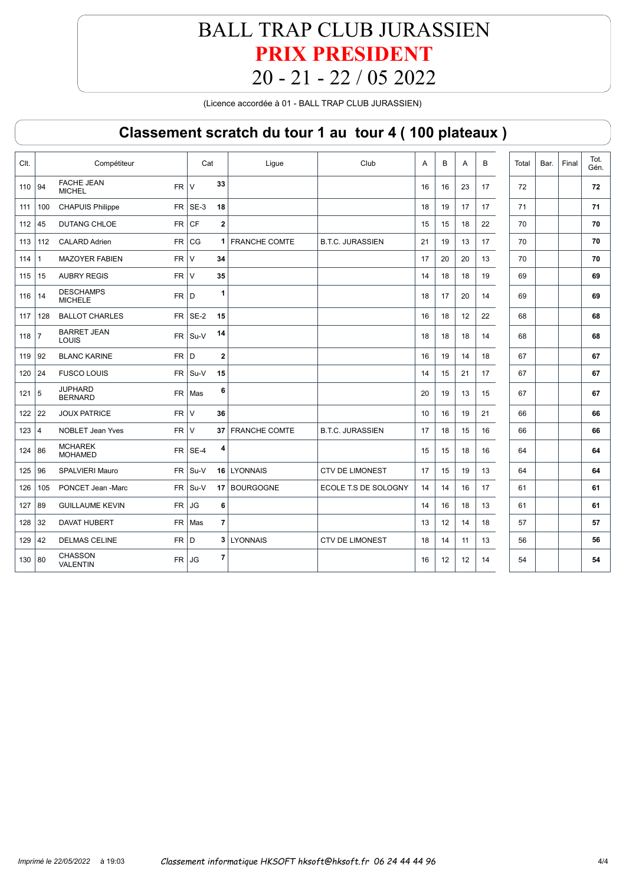# BALL TRAP CLUB JURASSIEN

# PRIX PRESIDENT

# 20 - 21 - 22 / 05 2022

(Licence accordée à 01 - BALL TRAP CLUB JURASSIEN)

## Classement scratch du tour 1 au tour 4 ( 100 plateaux )

| Clt. | | Compétiteur | | Cat | | Ligue | Club | A | B | A | B | Total | Bar. | Final | Tot. Gén. |
|---|---|---|---|---|---|---|---|---|---|---|---|---|---|---|---|
| 110 | 94 | FACHE JEAN MICHEL | FR | V | 33 | | | 16 | 16 | 23 | 17 | 72 | | | **72** |
| 111 | 100 | CHAPUIS Philippe | FR | SE-3 | 18 | | | 18 | 19 | 17 | 17 | 71 | | | **71** |
| 112 | 45 | DUTANG CHLOE | FR | CF | 2 | | | 15 | 15 | 18 | 22 | 70 | | | **70** |
| 113 | 112 | CALARD Adrien | FR | CG | 1 | FRANCHE COMTE | B.T.C. JURASSIEN | 21 | 19 | 13 | 17 | 70 | | | **70** |
| 114 | 1 | MAZOYER FABIEN | FR | V | 34 | | | 17 | 20 | 20 | 13 | 70 | | | **70** |
| 115 | 15 | AUBRY REGIS | FR | V | 35 | | | 14 | 18 | 18 | 19 | 69 | | | **69** |
| 116 | 14 | DESCHAMPS MICHELE | FR | D | 1 | | | 18 | 17 | 20 | 14 | 69 | | | **69** |
| 117 | 128 | BALLOT CHARLES | FR | SE-2 | 15 | | | 16 | 18 | 12 | 22 | 68 | | | **68** |
| 118 | 7 | BARRET JEAN LOUIS | FR | Su-V | 14 | | | 18 | 18 | 18 | 14 | 68 | | | **68** |
| 119 | 92 | BLANC KARINE | FR | D | 2 | | | 16 | 19 | 14 | 18 | 67 | | | **67** |
| 120 | 24 | FUSCO LOUIS | FR | Su-V | 15 | | | 14 | 15 | 21 | 17 | 67 | | | **67** |
| 121 | 5 | JUPHARD BERNARD | FR | Mas | 6 | | | 20 | 19 | 13 | 15 | 67 | | | **67** |
| 122 | 22 | JOUX PATRICE | FR | V | 36 | | | 10 | 16 | 19 | 21 | 66 | | | **66** |
| 123 | 4 | NOBLET Jean Yves | FR | V | 37 | FRANCHE COMTE | B.T.C. JURASSIEN | 17 | 18 | 15 | 16 | 66 | | | **66** |
| 124 | 86 | MCHAREK MOHAMED | FR | SE-4 | 4 | | | 15 | 15 | 18 | 16 | 64 | | | **64** |
| 125 | 96 | SPALVIERI Mauro | FR | Su-V | 16 | LYONNAIS | CTV DE LIMONEST | 17 | 15 | 19 | 13 | 64 | | | **64** |
| 126 | 105 | PONCET Jean -Marc | FR | Su-V | 17 | BOURGOGNE | ECOLE T.S DE SOLOGNY | 14 | 14 | 16 | 17 | 61 | | | **61** |
| 127 | 89 | GUILLAUME KEVIN | FR | JG | 6 | | | 14 | 16 | 18 | 13 | 61 | | | **61** |
| 128 | 32 | DAVAT HUBERT | FR | Mas | 7 | | | 13 | 12 | 14 | 18 | 57 | | | **57** |
| 129 | 42 | DELMAS CELINE | FR | D | 3 | LYONNAIS | CTV DE LIMONEST | 18 | 14 | 11 | 13 | 56 | | | **56** |
| 130 | 80 | CHASSON VALENTIN | FR | JG | 7 | | | 16 | 12 | 12 | 14 | 54 | | | **54** |

*Imprimé le 22/05/2022 à 19:03* *Classement informatique HKSOFT hksoft@hksoft.fr 06 24 44 44 96*